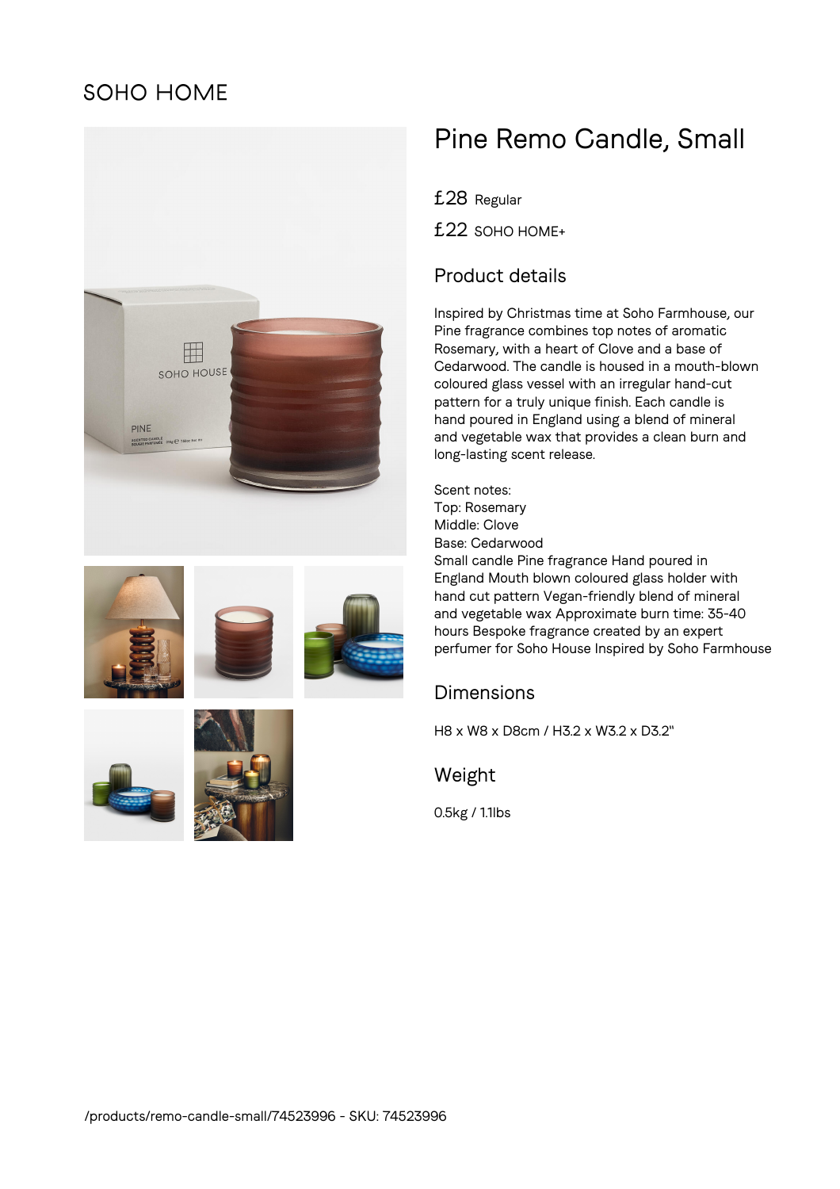SOHO HOME

# Pine Remo Candle, Small

£28 Regular

£22 SOHO HOME+

## Product details

Inspired by Christmas time at Soho Farmhouse, our Pine fragrance combines top notes of aromatic Rosemary, with a heart of Clove and a base of Cedarwood. The candle is housed in a mouth-blown coloured glass vessel with an irregular hand-cut pattern for a truly unique finish. Each candle is hand poured in England using a blend of mineral and vegetable wax that provides a clean burn and long-lasting scent release.

Scent notes:
Top: Rosemary
Middle: Clove
Base: Cedarwood
Small candle Pine fragrance Hand poured in England Mouth blown coloured glass holder with hand cut pattern Vegan-friendly blend of mineral and vegetable wax Approximate burn time: 35-40 hours Bespoke fragrance created by an expert perfumer for Soho House Inspired by Soho Farmhouse

## Dimensions

H8 x W8 x D8cm / H3.2 x W3.2 x D3.2"

## Weight

0.5kg / 1.1lbs

/products/remo-candle-small/74523996 - SKU: 74523996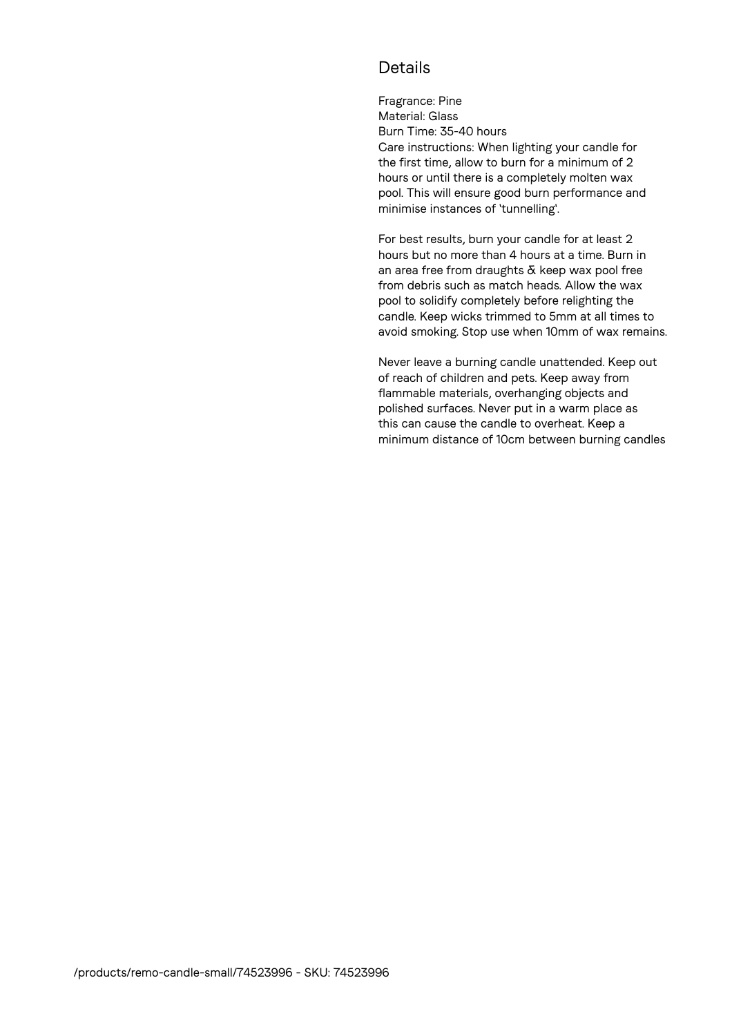## Details

Fragrance: Pine
Material: Glass
Burn Time: 35-40 hours
Care instructions: When lighting your candle for the first time, allow to burn for a minimum of 2 hours or until there is a completely molten wax pool. This will ensure good burn performance and minimise instances of 'tunnelling'.

For best results, burn your candle for at least 2 hours but no more than 4 hours at a time. Burn in an area free from draughts & keep wax pool free from debris such as match heads. Allow the wax pool to solidify completely before relighting the candle. Keep wicks trimmed to 5mm at all times to avoid smoking. Stop use when 10mm of wax remains.

Never leave a burning candle unattended. Keep out of reach of children and pets. Keep away from flammable materials, overhanging objects and polished surfaces. Never put in a warm place as this can cause the candle to overheat. Keep a minimum distance of 10cm between burning candles

/products/remo-candle-small/74523996 - SKU: 74523996